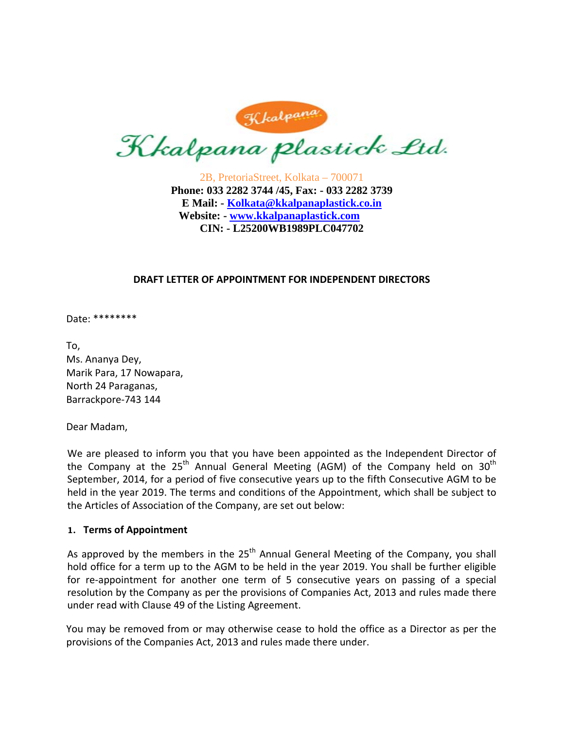# Kkalpana plastick Ltd.

2B, PretoriaStreet, Kolkata – 700071
**Phone: 033 2282 3744 /45, Fax: - 033 2282 3739**
**E Mail: - Kolkata@kkalpanaplastick.co.in**
**Website: - www.kkalpanaplastick.com**
**CIN: - L25200WB1989PLC047702**

## DRAFT LETTER OF APPOINTMENT FOR INDEPENDENT DIRECTORS

Date: ********

To,
Ms. Ananya Dey,
Marik Para, 17 Nowapara,
North 24 Paraganas,
Barrackpore-743 144

Dear Madam,

We are pleased to inform you that you have been appointed as the Independent Director of the Company at the 25th Annual General Meeting (AGM) of the Company held on 30th September, 2014, for a period of five consecutive years up to the fifth Consecutive AGM to be held in the year 2019. The terms and conditions of the Appointment, which shall be subject to the Articles of Association of the Company, are set out below:

### 1. Terms of Appointment

As approved by the members in the 25th Annual General Meeting of the Company, you shall hold office for a term up to the AGM to be held in the year 2019. You shall be further eligible for re-appointment for another one term of 5 consecutive years on passing of a special resolution by the Company as per the provisions of Companies Act, 2013 and rules made there under read with Clause 49 of the Listing Agreement.

You may be removed from or may otherwise cease to hold the office as a Director as per the provisions of the Companies Act, 2013 and rules made there under.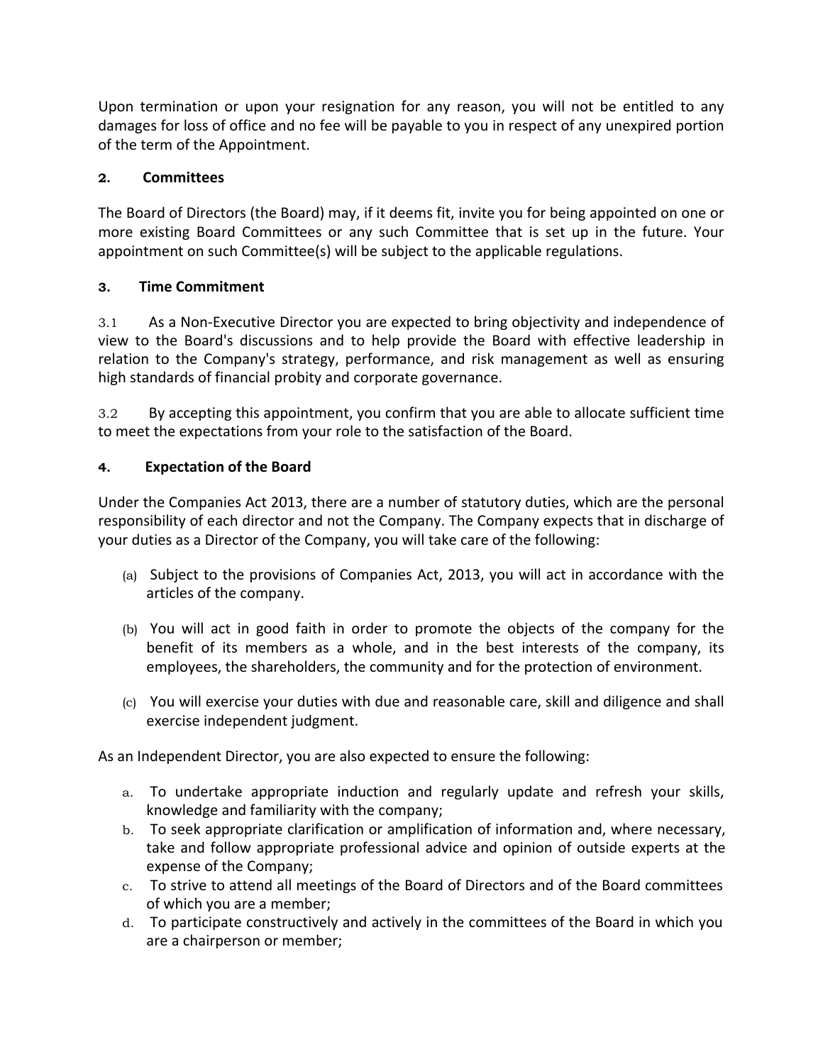Upon termination or upon your resignation for any reason, you will not be entitled to any damages for loss of office and no fee will be payable to you in respect of any unexpired portion of the term of the Appointment.

**2. Committees**

The Board of Directors (the Board) may, if it deems fit, invite you for being appointed on one or more existing Board Committees or any such Committee that is set up in the future. Your appointment on such Committee(s) will be subject to the applicable regulations.

**3. Time Commitment**

3.1 As a Non-Executive Director you are expected to bring objectivity and independence of view to the Board's discussions and to help provide the Board with effective leadership in relation to the Company's strategy, performance, and risk management as well as ensuring high standards of financial probity and corporate governance.

3.2 By accepting this appointment, you confirm that you are able to allocate sufficient time to meet the expectations from your role to the satisfaction of the Board.

**4. Expectation of the Board**

Under the Companies Act 2013, there are a number of statutory duties, which are the personal responsibility of each director and not the Company. The Company expects that in discharge of your duties as a Director of the Company, you will take care of the following:

(a) Subject to the provisions of Companies Act, 2013, you will act in accordance with the articles of the company.

(b) You will act in good faith in order to promote the objects of the company for the benefit of its members as a whole, and in the best interests of the company, its employees, the shareholders, the community and for the protection of environment.

(c) You will exercise your duties with due and reasonable care, skill and diligence and shall exercise independent judgment.

As an Independent Director, you are also expected to ensure the following:

a. To undertake appropriate induction and regularly update and refresh your skills, knowledge and familiarity with the company;
b. To seek appropriate clarification or amplification of information and, where necessary, take and follow appropriate professional advice and opinion of outside experts at the expense of the Company;
c. To strive to attend all meetings of the Board of Directors and of the Board committees of which you are a member;
d. To participate constructively and actively in the committees of the Board in which you are a chairperson or member;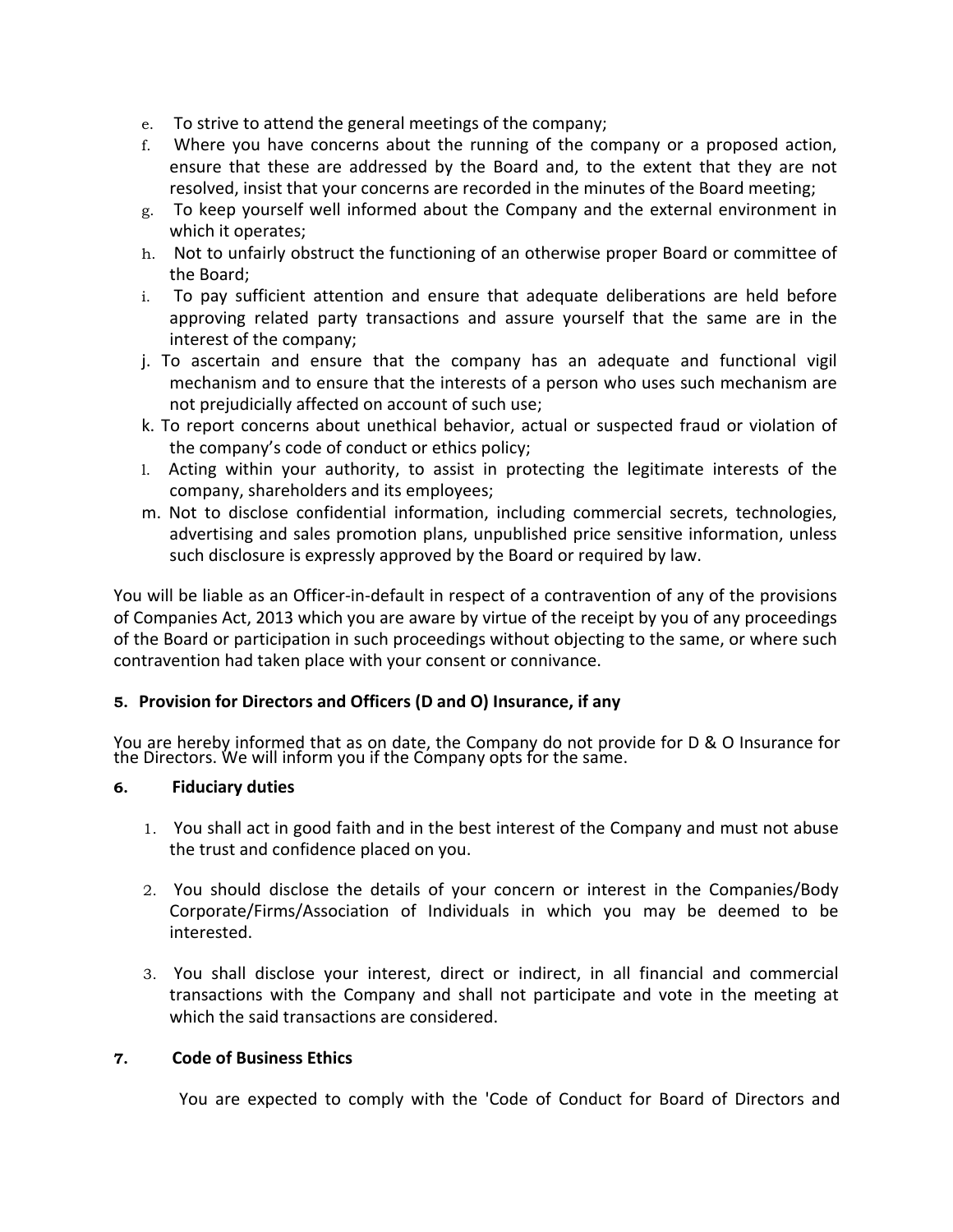e. To strive to attend the general meetings of the company;
f. Where you have concerns about the running of the company or a proposed action, ensure that these are addressed by the Board and, to the extent that they are not resolved, insist that your concerns are recorded in the minutes of the Board meeting;
g. To keep yourself well informed about the Company and the external environment in which it operates;
h. Not to unfairly obstruct the functioning of an otherwise proper Board or committee of the Board;
i. To pay sufficient attention and ensure that adequate deliberations are held before approving related party transactions and assure yourself that the same are in the interest of the company;
j. To ascertain and ensure that the company has an adequate and functional vigil mechanism and to ensure that the interests of a person who uses such mechanism are not prejudicially affected on account of such use;
k. To report concerns about unethical behavior, actual or suspected fraud or violation of the company's code of conduct or ethics policy;
l. Acting within your authority, to assist in protecting the legitimate interests of the company, shareholders and its employees;
m. Not to disclose confidential information, including commercial secrets, technologies, advertising and sales promotion plans, unpublished price sensitive information, unless such disclosure is expressly approved by the Board or required by law.

You will be liable as an Officer-in-default in respect of a contravention of any of the provisions of Companies Act, 2013 which you are aware by virtue of the receipt by you of any proceedings of the Board or participation in such proceedings without objecting to the same, or where such contravention had taken place with your consent or connivance.

**5. Provision for Directors and Officers (D and O) Insurance, if any**

You are hereby informed that as on date, the Company do not provide for D & O Insurance for the Directors. We will inform you if the Company opts for the same.

**6. Fiduciary duties**

1. You shall act in good faith and in the best interest of the Company and must not abuse the trust and confidence placed on you.

2. You should disclose the details of your concern or interest in the Companies/Body Corporate/Firms/Association of Individuals in which you may be deemed to be interested.

3. You shall disclose your interest, direct or indirect, in all financial and commercial transactions with the Company and shall not participate and vote in the meeting at which the said transactions are considered.

**7. Code of Business Ethics**

You are expected to comply with the 'Code of Conduct for Board of Directors and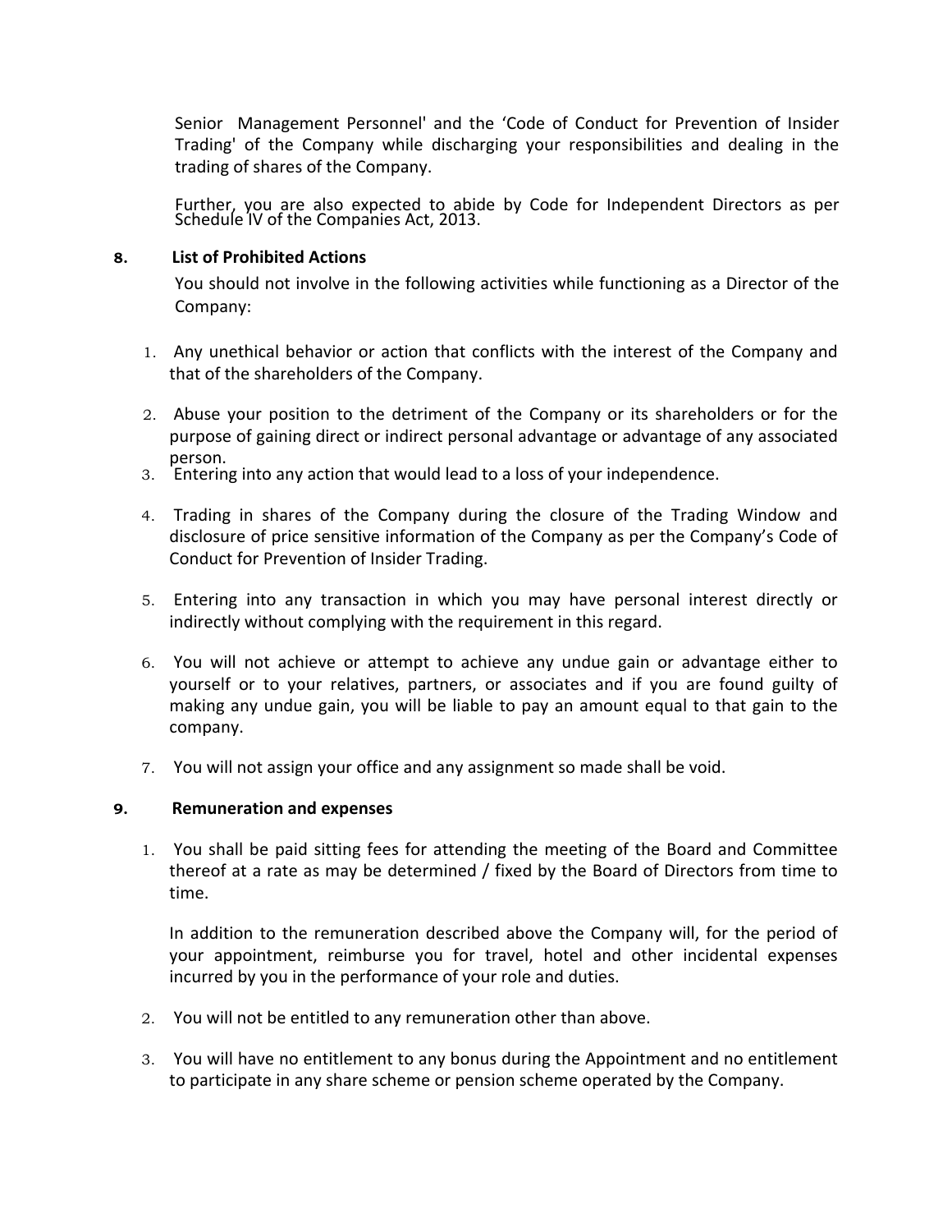Senior Management Personnel' and the 'Code of Conduct for Prevention of Insider Trading' of the Company while discharging your responsibilities and dealing in the trading of shares of the Company.

Further, you are also expected to abide by Code for Independent Directors as per Schedule IV of the Companies Act, 2013.

**8. List of Prohibited Actions**

You should not involve in the following activities while functioning as a Director of the Company:

1. Any unethical behavior or action that conflicts with the interest of the Company and that of the shareholders of the Company.
2. Abuse your position to the detriment of the Company or its shareholders or for the purpose of gaining direct or indirect personal advantage or advantage of any associated person.
3. Entering into any action that would lead to a loss of your independence.
4. Trading in shares of the Company during the closure of the Trading Window and disclosure of price sensitive information of the Company as per the Company's Code of Conduct for Prevention of Insider Trading.
5. Entering into any transaction in which you may have personal interest directly or indirectly without complying with the requirement in this regard.
6. You will not achieve or attempt to achieve any undue gain or advantage either to yourself or to your relatives, partners, or associates and if you are found guilty of making any undue gain, you will be liable to pay an amount equal to that gain to the company.
7. You will not assign your office and any assignment so made shall be void.

**9. Remuneration and expenses**

1. You shall be paid sitting fees for attending the meeting of the Board and Committee thereof at a rate as may be determined / fixed by the Board of Directors from time to time.

   In addition to the remuneration described above the Company will, for the period of your appointment, reimburse you for travel, hotel and other incidental expenses incurred by you in the performance of your role and duties.

2. You will not be entitled to any remuneration other than above.
3. You will have no entitlement to any bonus during the Appointment and no entitlement to participate in any share scheme or pension scheme operated by the Company.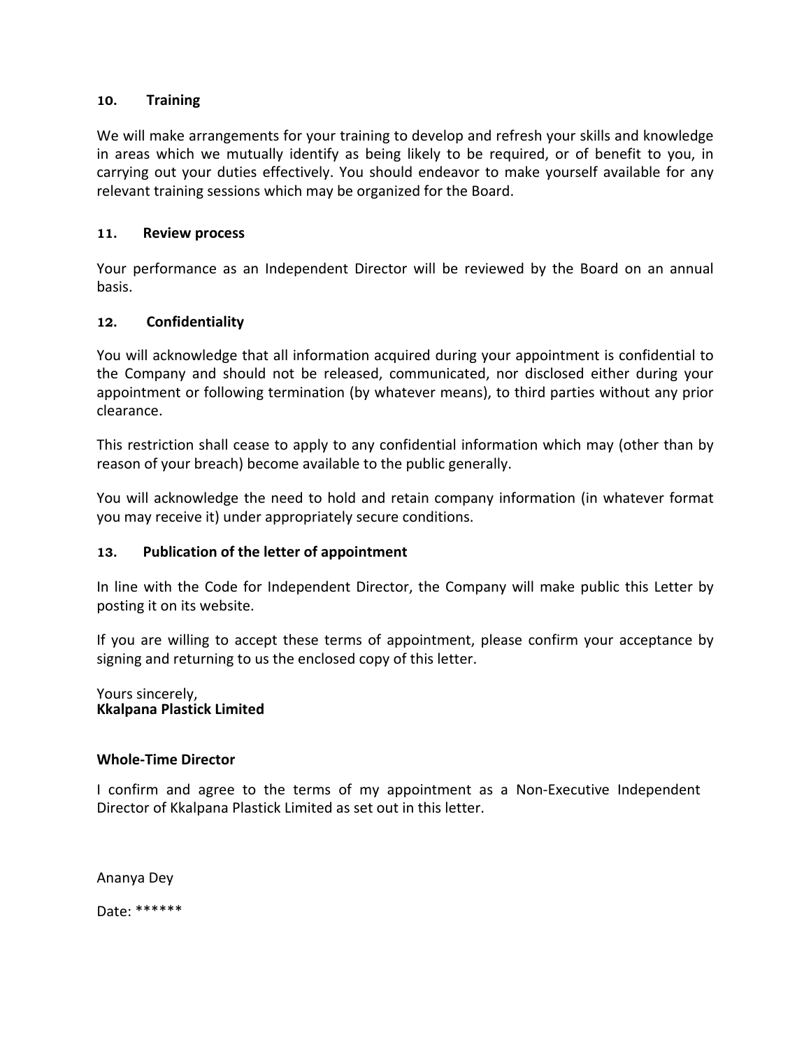### 10. Training

We will make arrangements for your training to develop and refresh your skills and knowledge in areas which we mutually identify as being likely to be required, or of benefit to you, in carrying out your duties effectively. You should endeavor to make yourself available for any relevant training sessions which may be organized for the Board.

### 11. Review process

Your performance as an Independent Director will be reviewed by the Board on an annual basis.

### 12. Confidentiality

You will acknowledge that all information acquired during your appointment is confidential to the Company and should not be released, communicated, nor disclosed either during your appointment or following termination (by whatever means), to third parties without any prior clearance.

This restriction shall cease to apply to any confidential information which may (other than by reason of your breach) become available to the public generally.

You will acknowledge the need to hold and retain company information (in whatever format you may receive it) under appropriately secure conditions.

### 13. Publication of the letter of appointment

In line with the Code for Independent Director, the Company will make public this Letter by posting it on its website.

If you are willing to accept these terms of appointment, please confirm your acceptance by signing and returning to us the enclosed copy of this letter.

Yours sincerely,
**Kkalpana Plastick Limited**

**Whole-Time Director**

I confirm and agree to the terms of my appointment as a Non-Executive Independent Director of Kkalpana Plastick Limited as set out in this letter.

Ananya Dey

Date: ******